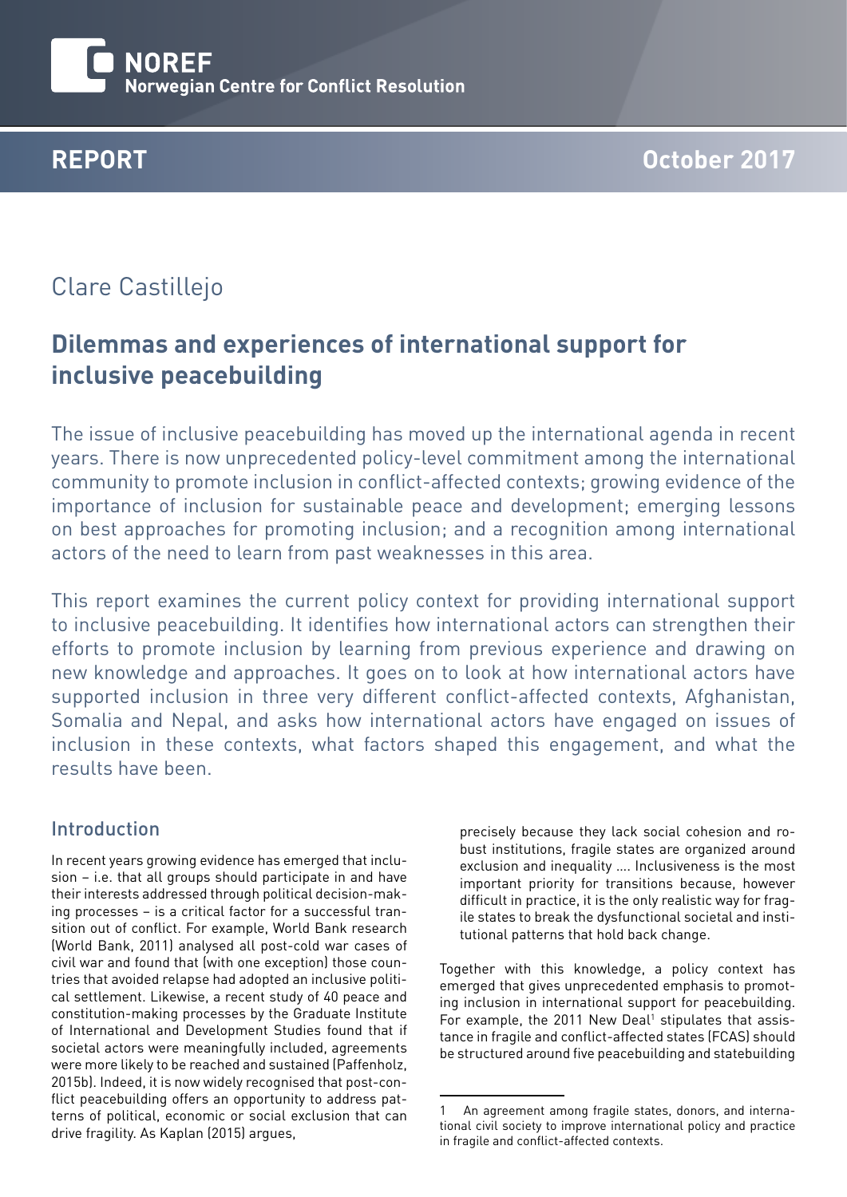NOREF
Norwegian Centre for Conflict Resolution

REPORT

October 2017

Clare Castillejo

# Dilemmas and experiences of international support for inclusive peacebuilding

The issue of inclusive peacebuilding has moved up the international agenda in recent years. There is now unprecedented policy-level commitment among the international community to promote inclusion in conflict-affected contexts; growing evidence of the importance of inclusion for sustainable peace and development; emerging lessons on best approaches for promoting inclusion; and a recognition among international actors of the need to learn from past weaknesses in this area.

This report examines the current policy context for providing international support to inclusive peacebuilding. It identifies how international actors can strengthen their efforts to promote inclusion by learning from previous experience and drawing on new knowledge and approaches. It goes on to look at how international actors have supported inclusion in three very different conflict-affected contexts, Afghanistan, Somalia and Nepal, and asks how international actors have engaged on issues of inclusion in these contexts, what factors shaped this engagement, and what the results have been.

## Introduction

In recent years growing evidence has emerged that inclusion – i.e. that all groups should participate in and have their interests addressed through political decision-making processes – is a critical factor for a successful transition out of conflict. For example, World Bank research (World Bank, 2011) analysed all post-cold war cases of civil war and found that (with one exception) those countries that avoided relapse had adopted an inclusive political settlement. Likewise, a recent study of 40 peace and constitution-making processes by the Graduate Institute of International and Development Studies found that if societal actors were meaningfully included, agreements were more likely to be reached and sustained (Paffenholz, 2015b). Indeed, it is now widely recognised that post-conflict peacebuilding offers an opportunity to address patterns of political, economic or social exclusion that can drive fragility. As Kaplan (2015) argues,

> precisely because they lack social cohesion and robust institutions, fragile states are organized around exclusion and inequality .... Inclusiveness is the most important priority for transitions because, however difficult in practice, it is the only realistic way for fragile states to break the dysfunctional societal and institutional patterns that hold back change.

Together with this knowledge, a policy context has emerged that gives unprecedented emphasis to promoting inclusion in international support for peacebuilding. For example, the 2011 New Deal[1] stipulates that assistance in fragile and conflict-affected states (FCAS) should be structured around five peacebuilding and statebuilding

1 An agreement among fragile states, donors, and international civil society to improve international policy and practice in fragile and conflict-affected contexts.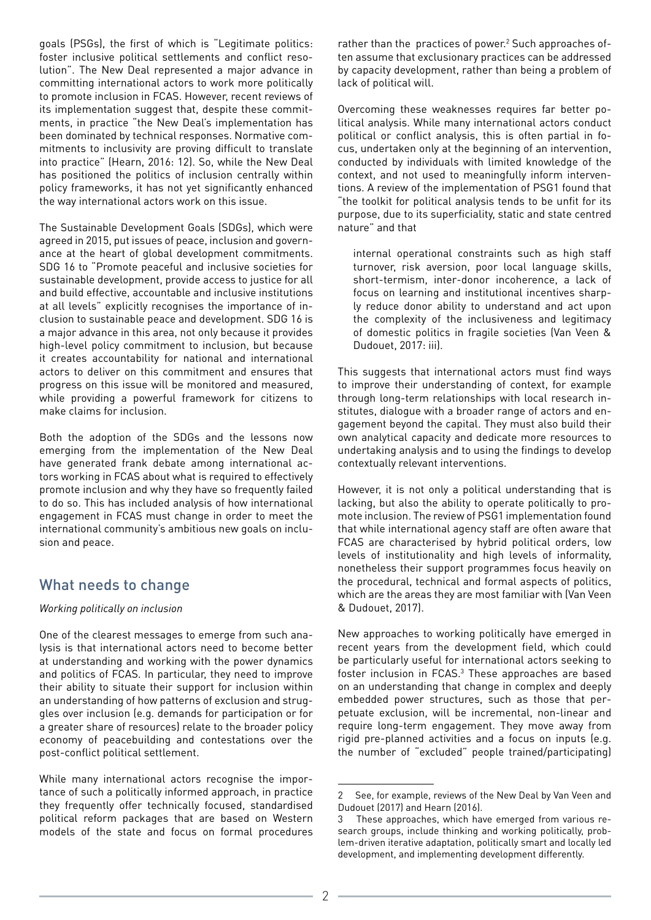goals (PSGs), the first of which is "Legitimate politics: foster inclusive political settlements and conflict resolution". The New Deal represented a major advance in committing international actors to work more politically to promote inclusion in FCAS. However, recent reviews of its implementation suggest that, despite these commitments, in practice "the New Deal's implementation has been dominated by technical responses. Normative commitments to inclusivity are proving difficult to translate into practice" (Hearn, 2016: 12). So, while the New Deal has positioned the politics of inclusion centrally within policy frameworks, it has not yet significantly enhanced the way international actors work on this issue.

The Sustainable Development Goals (SDGs), which were agreed in 2015, put issues of peace, inclusion and governance at the heart of global development commitments. SDG 16 to "Promote peaceful and inclusive societies for sustainable development, provide access to justice for all and build effective, accountable and inclusive institutions at all levels" explicitly recognises the importance of inclusion to sustainable peace and development. SDG 16 is a major advance in this area, not only because it provides high-level policy commitment to inclusion, but because it creates accountability for national and international actors to deliver on this commitment and ensures that progress on this issue will be monitored and measured, while providing a powerful framework for citizens to make claims for inclusion.

Both the adoption of the SDGs and the lessons now emerging from the implementation of the New Deal have generated frank debate among international actors working in FCAS about what is required to effectively promote inclusion and why they have so frequently failed to do so. This has included analysis of how international engagement in FCAS must change in order to meet the international community's ambitious new goals on inclusion and peace.

## What needs to change

*Working politically on inclusion*

One of the clearest messages to emerge from such analysis is that international actors need to become better at understanding and working with the power dynamics and politics of FCAS. In particular, they need to improve their ability to situate their support for inclusion within an understanding of how patterns of exclusion and struggles over inclusion (e.g. demands for participation or for a greater share of resources) relate to the broader policy economy of peacebuilding and contestations over the post-conflict political settlement.

While many international actors recognise the importance of such a politically informed approach, in practice they frequently offer technically focused, standardised political reform packages that are based on Western models of the state and focus on formal procedures rather than the practices of power.[2] Such approaches often assume that exclusionary practices can be addressed by capacity development, rather than being a problem of lack of political will.

Overcoming these weaknesses requires far better political analysis. While many international actors conduct political or conflict analysis, this is often partial in focus, undertaken only at the beginning of an intervention, conducted by individuals with limited knowledge of the context, and not used to meaningfully inform interventions. A review of the implementation of PSG1 found that "the toolkit for political analysis tends to be unfit for its purpose, due to its superficiality, static and state centred nature" and that

> internal operational constraints such as high staff turnover, risk aversion, poor local language skills, short-termism, inter-donor incoherence, a lack of focus on learning and institutional incentives sharply reduce donor ability to understand and act upon the complexity of the inclusiveness and legitimacy of domestic politics in fragile societies (Van Veen & Dudouet, 2017: iii).

This suggests that international actors must find ways to improve their understanding of context, for example through long-term relationships with local research institutes, dialogue with a broader range of actors and engagement beyond the capital. They must also build their own analytical capacity and dedicate more resources to undertaking analysis and to using the findings to develop contextually relevant interventions.

However, it is not only a political understanding that is lacking, but also the ability to operate politically to promote inclusion. The review of PSG1 implementation found that while international agency staff are often aware that FCAS are characterised by hybrid political orders, low levels of institutionality and high levels of informality, nonetheless their support programmes focus heavily on the procedural, technical and formal aspects of politics, which are the areas they are most familiar with (Van Veen & Dudouet, 2017).

New approaches to working politically have emerged in recent years from the development field, which could be particularly useful for international actors seeking to foster inclusion in FCAS.[3] These approaches are based on an understanding that change in complex and deeply embedded power structures, such as those that perpetuate exclusion, will be incremental, non-linear and require long-term engagement. They move away from rigid pre-planned activities and a focus on inputs (e.g. the number of "excluded" people trained/participating)

---

2 See, for example, reviews of the New Deal by Van Veen and Dudouet (2017) and Hearn (2016).

3 These approaches, which have emerged from various research groups, include thinking and working politically, problem-driven iterative adaptation, politically smart and locally led development, and implementing development differently.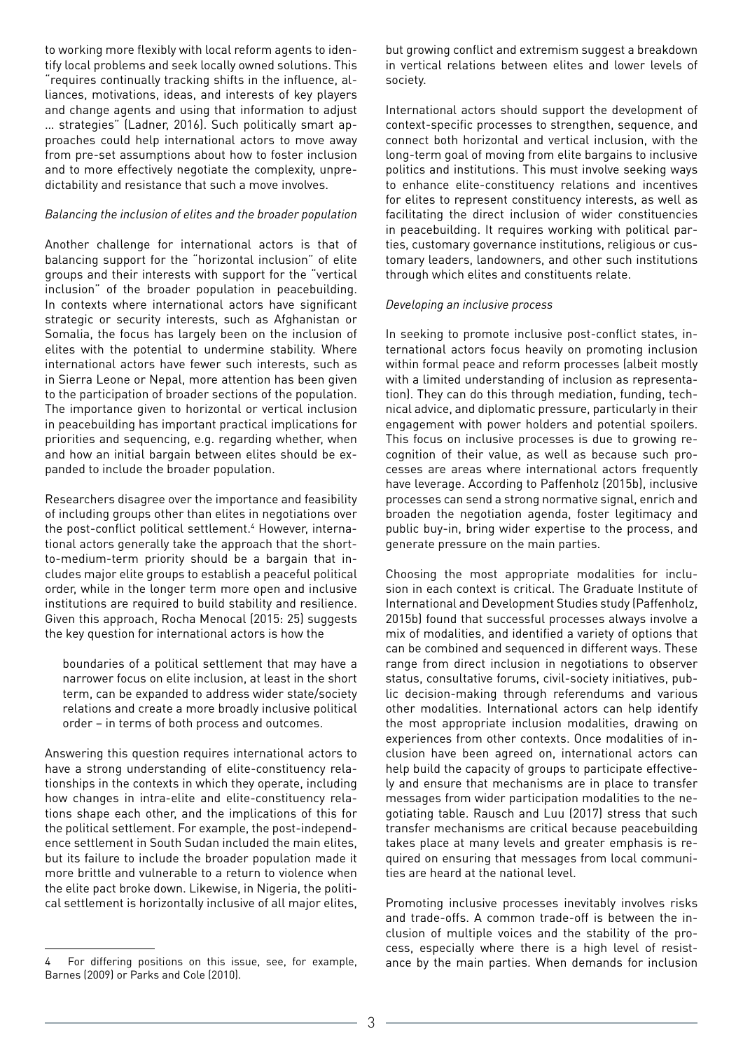to working more flexibly with local reform agents to identify local problems and seek locally owned solutions. This "requires continually tracking shifts in the influence, alliances, motivations, ideas, and interests of key players and change agents and using that information to adjust … strategies" (Ladner, 2016). Such politically smart approaches could help international actors to move away from pre-set assumptions about how to foster inclusion and to more effectively negotiate the complexity, unpredictability and resistance that such a move involves.

*Balancing the inclusion of elites and the broader population*

Another challenge for international actors is that of balancing support for the "horizontal inclusion" of elite groups and their interests with support for the "vertical inclusion" of the broader population in peacebuilding. In contexts where international actors have significant strategic or security interests, such as Afghanistan or Somalia, the focus has largely been on the inclusion of elites with the potential to undermine stability. Where international actors have fewer such interests, such as in Sierra Leone or Nepal, more attention has been given to the participation of broader sections of the population. The importance given to horizontal or vertical inclusion in peacebuilding has important practical implications for priorities and sequencing, e.g. regarding whether, when and how an initial bargain between elites should be expanded to include the broader population.

Researchers disagree over the importance and feasibility of including groups other than elites in negotiations over the post-conflict political settlement.[4] However, international actors generally take the approach that the short-to-medium-term priority should be a bargain that includes major elite groups to establish a peaceful political order, while in the longer term more open and inclusive institutions are required to build stability and resilience. Given this approach, Rocha Menocal (2015: 25) suggests the key question for international actors is how the

> boundaries of a political settlement that may have a narrower focus on elite inclusion, at least in the short term, can be expanded to address wider state/society relations and create a more broadly inclusive political order – in terms of both process and outcomes.

Answering this question requires international actors to have a strong understanding of elite-constituency relationships in the contexts in which they operate, including how changes in intra-elite and elite-constituency relations shape each other, and the implications of this for the political settlement. For example, the post-independence settlement in South Sudan included the main elites, but its failure to include the broader population made it more brittle and vulnerable to a return to violence when the elite pact broke down. Likewise, in Nigeria, the political settlement is horizontally inclusive of all major elites, but growing conflict and extremism suggest a breakdown in vertical relations between elites and lower levels of society.

International actors should support the development of context-specific processes to strengthen, sequence, and connect both horizontal and vertical inclusion, with the long-term goal of moving from elite bargains to inclusive politics and institutions. This must involve seeking ways to enhance elite-constituency relations and incentives for elites to represent constituency interests, as well as facilitating the direct inclusion of wider constituencies in peacebuilding. It requires working with political parties, customary governance institutions, religious or customary leaders, landowners, and other such institutions through which elites and constituents relate.

*Developing an inclusive process*

In seeking to promote inclusive post-conflict states, international actors focus heavily on promoting inclusion within formal peace and reform processes (albeit mostly with a limited understanding of inclusion as representation). They can do this through mediation, funding, technical advice, and diplomatic pressure, particularly in their engagement with power holders and potential spoilers. This focus on inclusive processes is due to growing recognition of their value, as well as because such processes are areas where international actors frequently have leverage. According to Paffenholz (2015b), inclusive processes can send a strong normative signal, enrich and broaden the negotiation agenda, foster legitimacy and public buy-in, bring wider expertise to the process, and generate pressure on the main parties.

Choosing the most appropriate modalities for inclusion in each context is critical. The Graduate Institute of International and Development Studies study (Paffenholz, 2015b) found that successful processes always involve a mix of modalities, and identified a variety of options that can be combined and sequenced in different ways. These range from direct inclusion in negotiations to observer status, consultative forums, civil-society initiatives, public decision-making through referendums and various other modalities. International actors can help identify the most appropriate inclusion modalities, drawing on experiences from other contexts. Once modalities of inclusion have been agreed on, international actors can help build the capacity of groups to participate effectively and ensure that mechanisms are in place to transfer messages from wider participation modalities to the negotiating table. Rausch and Luu (2017) stress that such transfer mechanisms are critical because peacebuilding takes place at many levels and greater emphasis is required on ensuring that messages from local communities are heard at the national level.

Promoting inclusive processes inevitably involves risks and trade-offs. A common trade-off is between the inclusion of multiple voices and the stability of the process, especially where there is a high level of resistance by the main parties. When demands for inclusion

---

4 For differing positions on this issue, see, for example, Barnes (2009) or Parks and Cole (2010).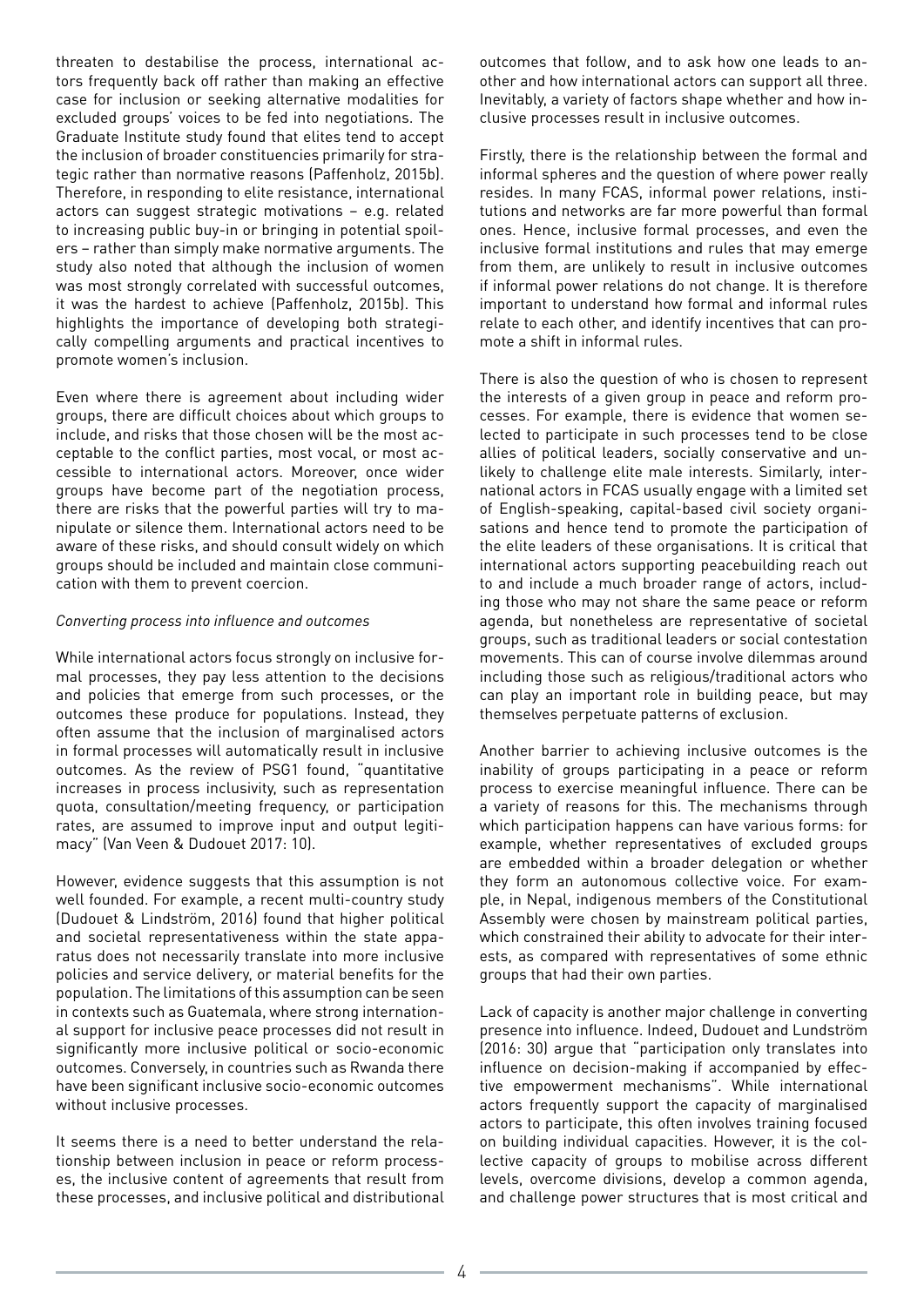threaten to destabilise the process, international actors frequently back off rather than making an effective case for inclusion or seeking alternative modalities for excluded groups' voices to be fed into negotiations. The Graduate Institute study found that elites tend to accept the inclusion of broader constituencies primarily for strategic rather than normative reasons (Paffenholz, 2015b). Therefore, in responding to elite resistance, international actors can suggest strategic motivations – e.g. related to increasing public buy-in or bringing in potential spoilers – rather than simply make normative arguments. The study also noted that although the inclusion of women was most strongly correlated with successful outcomes, it was the hardest to achieve (Paffenholz, 2015b). This highlights the importance of developing both strategically compelling arguments and practical incentives to promote women's inclusion.

Even where there is agreement about including wider groups, there are difficult choices about which groups to include, and risks that those chosen will be the most acceptable to the conflict parties, most vocal, or most accessible to international actors. Moreover, once wider groups have become part of the negotiation process, there are risks that the powerful parties will try to manipulate or silence them. International actors need to be aware of these risks, and should consult widely on which groups should be included and maintain close communication with them to prevent coercion.

*Converting process into influence and outcomes*

While international actors focus strongly on inclusive formal processes, they pay less attention to the decisions and policies that emerge from such processes, or the outcomes these produce for populations. Instead, they often assume that the inclusion of marginalised actors in formal processes will automatically result in inclusive outcomes. As the review of PSG1 found, "quantitative increases in process inclusivity, such as representation quota, consultation/meeting frequency, or participation rates, are assumed to improve input and output legitimacy" (Van Veen & Dudouet 2017: 10).

However, evidence suggests that this assumption is not well founded. For example, a recent multi-country study (Dudouet & Lindström, 2016) found that higher political and societal representativeness within the state apparatus does not necessarily translate into more inclusive policies and service delivery, or material benefits for the population. The limitations of this assumption can be seen in contexts such as Guatemala, where strong international support for inclusive peace processes did not result in significantly more inclusive political or socio-economic outcomes. Conversely, in countries such as Rwanda there have been significant inclusive socio-economic outcomes without inclusive processes.

It seems there is a need to better understand the relationship between inclusion in peace or reform processes, the inclusive content of agreements that result from these processes, and inclusive political and distributional outcomes that follow, and to ask how one leads to another and how international actors can support all three. Inevitably, a variety of factors shape whether and how inclusive processes result in inclusive outcomes.

Firstly, there is the relationship between the formal and informal spheres and the question of where power really resides. In many FCAS, informal power relations, institutions and networks are far more powerful than formal ones. Hence, inclusive formal processes, and even the inclusive formal institutions and rules that may emerge from them, are unlikely to result in inclusive outcomes if informal power relations do not change. It is therefore important to understand how formal and informal rules relate to each other, and identify incentives that can promote a shift in informal rules.

There is also the question of who is chosen to represent the interests of a given group in peace and reform processes. For example, there is evidence that women selected to participate in such processes tend to be close allies of political leaders, socially conservative and unlikely to challenge elite male interests. Similarly, international actors in FCAS usually engage with a limited set of English-speaking, capital-based civil society organisations and hence tend to promote the participation of the elite leaders of these organisations. It is critical that international actors supporting peacebuilding reach out to and include a much broader range of actors, including those who may not share the same peace or reform agenda, but nonetheless are representative of societal groups, such as traditional leaders or social contestation movements. This can of course involve dilemmas around including those such as religious/traditional actors who can play an important role in building peace, but may themselves perpetuate patterns of exclusion.

Another barrier to achieving inclusive outcomes is the inability of groups participating in a peace or reform process to exercise meaningful influence. There can be a variety of reasons for this. The mechanisms through which participation happens can have various forms: for example, whether representatives of excluded groups are embedded within a broader delegation or whether they form an autonomous collective voice. For example, in Nepal, indigenous members of the Constitutional Assembly were chosen by mainstream political parties, which constrained their ability to advocate for their interests, as compared with representatives of some ethnic groups that had their own parties.

Lack of capacity is another major challenge in converting presence into influence. Indeed, Dudouet and Lundström (2016: 30) argue that "participation only translates into influence on decision-making if accompanied by effective empowerment mechanisms". While international actors frequently support the capacity of marginalised actors to participate, this often involves training focused on building individual capacities. However, it is the collective capacity of groups to mobilise across different levels, overcome divisions, develop a common agenda, and challenge power structures that is most critical and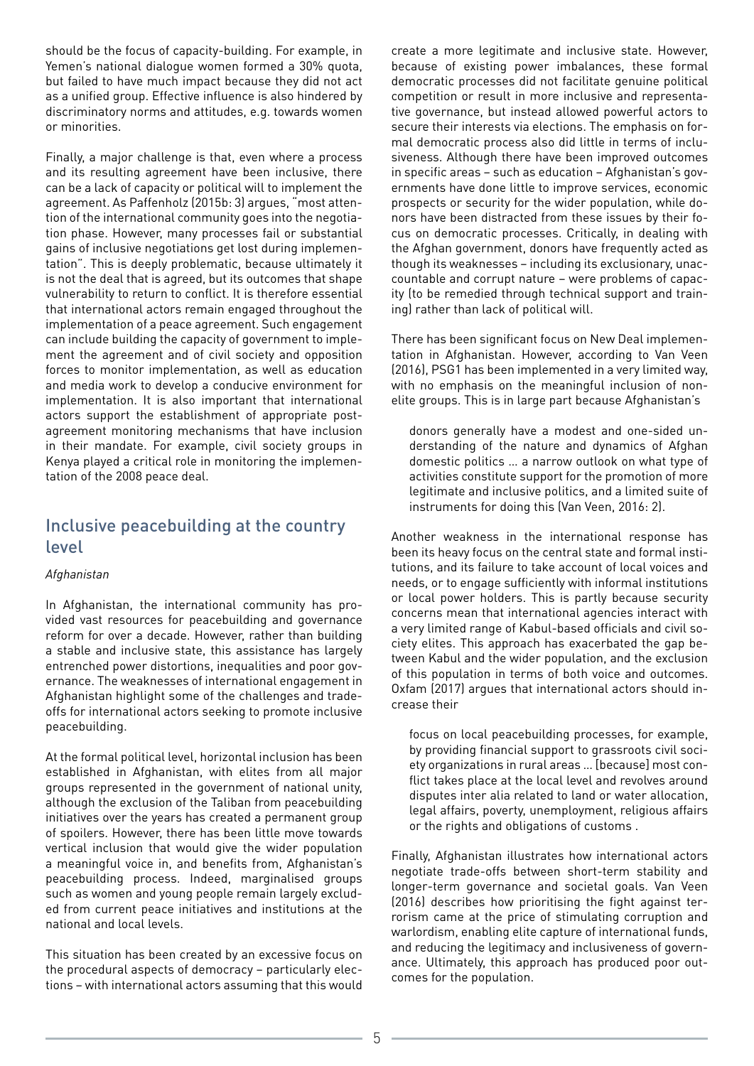should be the focus of capacity-building. For example, in Yemen's national dialogue women formed a 30% quota, but failed to have much impact because they did not act as a unified group. Effective influence is also hindered by discriminatory norms and attitudes, e.g. towards women or minorities.

Finally, a major challenge is that, even where a process and its resulting agreement have been inclusive, there can be a lack of capacity or political will to implement the agreement. As Paffenholz (2015b: 3) argues, "most attention of the international community goes into the negotiation phase. However, many processes fail or substantial gains of inclusive negotiations get lost during implementation". This is deeply problematic, because ultimately it is not the deal that is agreed, but its outcomes that shape vulnerability to return to conflict. It is therefore essential that international actors remain engaged throughout the implementation of a peace agreement. Such engagement can include building the capacity of government to implement the agreement and of civil society and opposition forces to monitor implementation, as well as education and media work to develop a conducive environment for implementation. It is also important that international actors support the establishment of appropriate post-agreement monitoring mechanisms that have inclusion in their mandate. For example, civil society groups in Kenya played a critical role in monitoring the implementation of the 2008 peace deal.

## Inclusive peacebuilding at the country level

*Afghanistan*

In Afghanistan, the international community has provided vast resources for peacebuilding and governance reform for over a decade. However, rather than building a stable and inclusive state, this assistance has largely entrenched power distortions, inequalities and poor governance. The weaknesses of international engagement in Afghanistan highlight some of the challenges and trade-offs for international actors seeking to promote inclusive peacebuilding.

At the formal political level, horizontal inclusion has been established in Afghanistan, with elites from all major groups represented in the government of national unity, although the exclusion of the Taliban from peacebuilding initiatives over the years has created a permanent group of spoilers. However, there has been little move towards vertical inclusion that would give the wider population a meaningful voice in, and benefits from, Afghanistan's peacebuilding process. Indeed, marginalised groups such as women and young people remain largely excluded from current peace initiatives and institutions at the national and local levels.

This situation has been created by an excessive focus on the procedural aspects of democracy – particularly elections – with international actors assuming that this would create a more legitimate and inclusive state. However, because of existing power imbalances, these formal democratic processes did not facilitate genuine political competition or result in more inclusive and representative governance, but instead allowed powerful actors to secure their interests via elections. The emphasis on formal democratic process also did little in terms of inclusiveness. Although there have been improved outcomes in specific areas – such as education – Afghanistan's governments have done little to improve services, economic prospects or security for the wider population, while donors have been distracted from these issues by their focus on democratic processes. Critically, in dealing with the Afghan government, donors have frequently acted as though its weaknesses – including its exclusionary, unaccountable and corrupt nature – were problems of capacity (to be remedied through technical support and training) rather than lack of political will.

There has been significant focus on New Deal implementation in Afghanistan. However, according to Van Veen (2016), PSG1 has been implemented in a very limited way, with no emphasis on the meaningful inclusion of non-elite groups. This is in large part because Afghanistan's

> donors generally have a modest and one-sided understanding of the nature and dynamics of Afghan domestic politics … a narrow outlook on what type of activities constitute support for the promotion of more legitimate and inclusive politics, and a limited suite of instruments for doing this (Van Veen, 2016: 2).

Another weakness in the international response has been its heavy focus on the central state and formal institutions, and its failure to take account of local voices and needs, or to engage sufficiently with informal institutions or local power holders. This is partly because security concerns mean that international agencies interact with a very limited range of Kabul-based officials and civil society elites. This approach has exacerbated the gap between Kabul and the wider population, and the exclusion of this population in terms of both voice and outcomes. Oxfam (2017) argues that international actors should increase their

> focus on local peacebuilding processes, for example, by providing financial support to grassroots civil society organizations in rural areas … [because] most conflict takes place at the local level and revolves around disputes inter alia related to land or water allocation, legal affairs, poverty, unemployment, religious affairs or the rights and obligations of customs .

Finally, Afghanistan illustrates how international actors negotiate trade-offs between short-term stability and longer-term governance and societal goals. Van Veen (2016) describes how prioritising the fight against terrorism came at the price of stimulating corruption and warlordism, enabling elite capture of international funds, and reducing the legitimacy and inclusiveness of governance. Ultimately, this approach has produced poor outcomes for the population.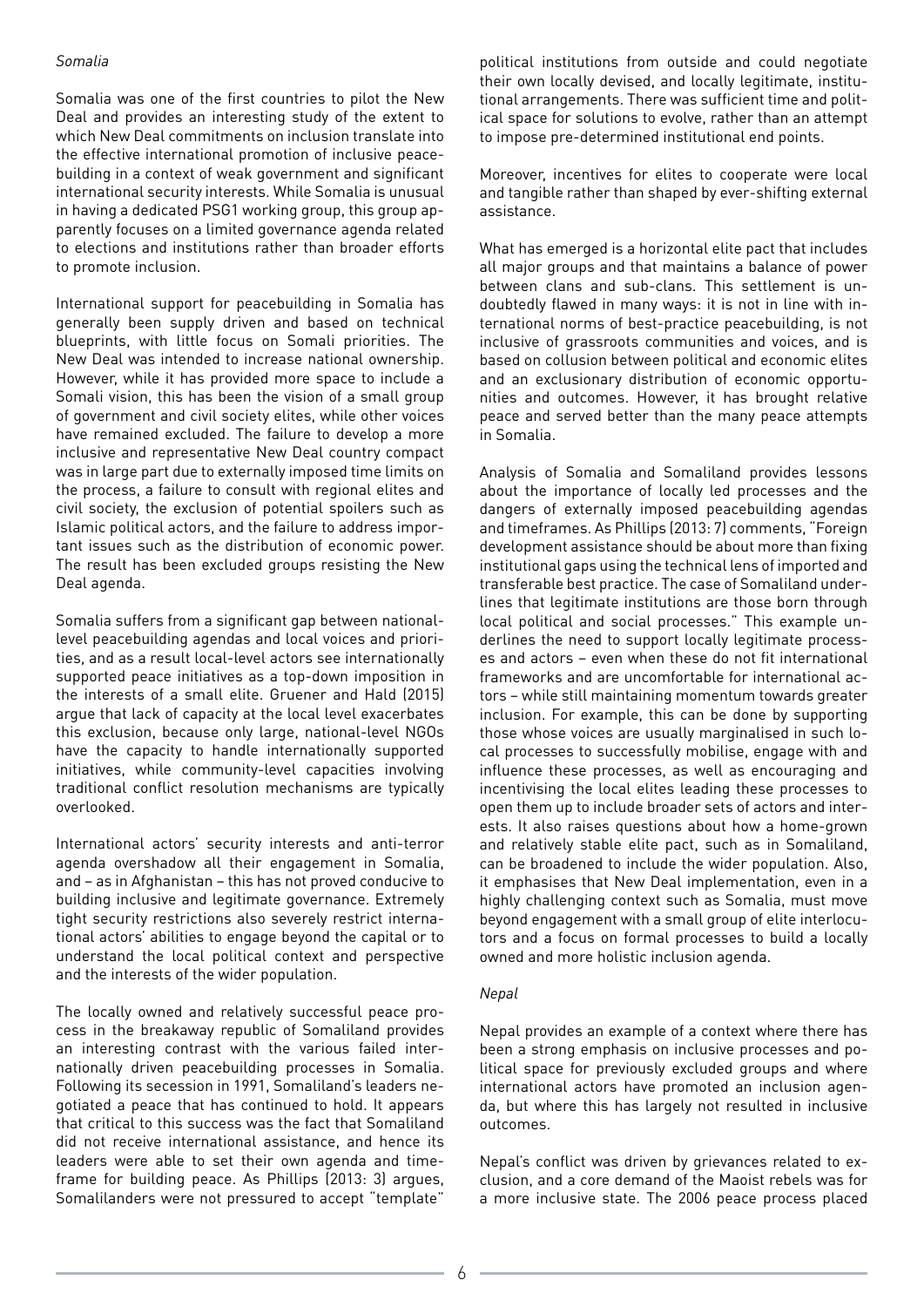*Somalia*

Somalia was one of the first countries to pilot the New Deal and provides an interesting study of the extent to which New Deal commitments on inclusion translate into the effective international promotion of inclusive peacebuilding in a context of weak government and significant international security interests. While Somalia is unusual in having a dedicated PSG1 working group, this group apparently focuses on a limited governance agenda related to elections and institutions rather than broader efforts to promote inclusion.

International support for peacebuilding in Somalia has generally been supply driven and based on technical blueprints, with little focus on Somali priorities. The New Deal was intended to increase national ownership. However, while it has provided more space to include a Somali vision, this has been the vision of a small group of government and civil society elites, while other voices have remained excluded. The failure to develop a more inclusive and representative New Deal country compact was in large part due to externally imposed time limits on the process, a failure to consult with regional elites and civil society, the exclusion of potential spoilers such as Islamic political actors, and the failure to address important issues such as the distribution of economic power. The result has been excluded groups resisting the New Deal agenda.

Somalia suffers from a significant gap between national-level peacebuilding agendas and local voices and priorities, and as a result local-level actors see internationally supported peace initiatives as a top-down imposition in the interests of a small elite. Gruener and Hald (2015) argue that lack of capacity at the local level exacerbates this exclusion, because only large, national-level NGOs have the capacity to handle internationally supported initiatives, while community-level capacities involving traditional conflict resolution mechanisms are typically overlooked.

International actors' security interests and anti-terror agenda overshadow all their engagement in Somalia, and – as in Afghanistan – this has not proved conducive to building inclusive and legitimate governance. Extremely tight security restrictions also severely restrict international actors' abilities to engage beyond the capital or to understand the local political context and perspective and the interests of the wider population.

The locally owned and relatively successful peace process in the breakaway republic of Somaliland provides an interesting contrast with the various failed internationally driven peacebuilding processes in Somalia. Following its secession in 1991, Somaliland's leaders negotiated a peace that has continued to hold. It appears that critical to this success was the fact that Somaliland did not receive international assistance, and hence its leaders were able to set their own agenda and timeframe for building peace. As Phillips (2013: 3) argues, Somalilanders were not pressured to accept "template" political institutions from outside and could negotiate their own locally devised, and locally legitimate, institutional arrangements. There was sufficient time and political space for solutions to evolve, rather than an attempt to impose pre-determined institutional end points.

Moreover, incentives for elites to cooperate were local and tangible rather than shaped by ever-shifting external assistance.

What has emerged is a horizontal elite pact that includes all major groups and that maintains a balance of power between clans and sub-clans. This settlement is undoubtedly flawed in many ways: it is not in line with international norms of best-practice peacebuilding, is not inclusive of grassroots communities and voices, and is based on collusion between political and economic elites and an exclusionary distribution of economic opportunities and outcomes. However, it has brought relative peace and served better than the many peace attempts in Somalia.

Analysis of Somalia and Somaliland provides lessons about the importance of locally led processes and the dangers of externally imposed peacebuilding agendas and timeframes. As Phillips (2013: 7) comments, "Foreign development assistance should be about more than fixing institutional gaps using the technical lens of imported and transferable best practice. The case of Somaliland underlines that legitimate institutions are those born through local political and social processes." This example underlines the need to support locally legitimate processes and actors – even when these do not fit international frameworks and are uncomfortable for international actors – while still maintaining momentum towards greater inclusion. For example, this can be done by supporting those whose voices are usually marginalised in such local processes to successfully mobilise, engage with and influence these processes, as well as encouraging and incentivising the local elites leading these processes to open them up to include broader sets of actors and interests. It also raises questions about how a home-grown and relatively stable elite pact, such as in Somaliland, can be broadened to include the wider population. Also, it emphasises that New Deal implementation, even in a highly challenging context such as Somalia, must move beyond engagement with a small group of elite interlocutors and a focus on formal processes to build a locally owned and more holistic inclusion agenda.

*Nepal*

Nepal provides an example of a context where there has been a strong emphasis on inclusive processes and political space for previously excluded groups and where international actors have promoted an inclusion agenda, but where this has largely not resulted in inclusive outcomes.

Nepal's conflict was driven by grievances related to exclusion, and a core demand of the Maoist rebels was for a more inclusive state. The 2006 peace process placed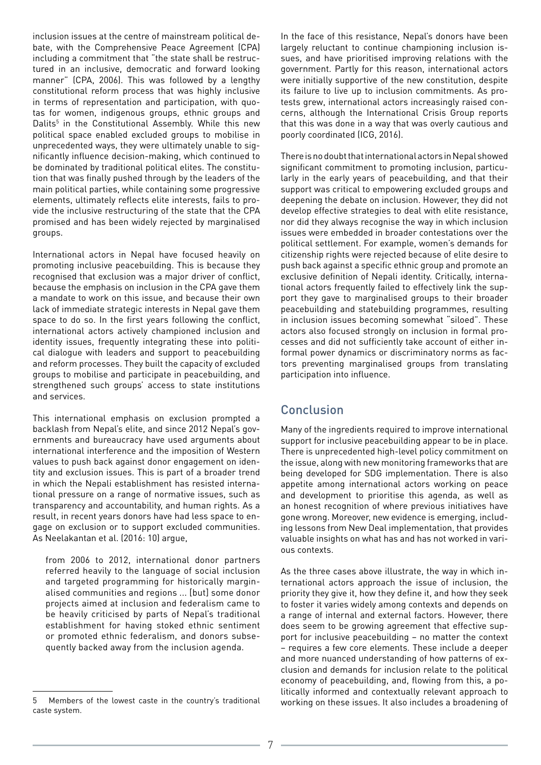inclusion issues at the centre of mainstream political debate, with the Comprehensive Peace Agreement (CPA) including a commitment that "the state shall be restructured in an inclusive, democratic and forward looking manner" (CPA, 2006). This was followed by a lengthy constitutional reform process that was highly inclusive in terms of representation and participation, with quotas for women, indigenous groups, ethnic groups and Dalits[5] in the Constitutional Assembly. While this new political space enabled excluded groups to mobilise in unprecedented ways, they were ultimately unable to significantly influence decision-making, which continued to be dominated by traditional political elites. The constitution that was finally pushed through by the leaders of the main political parties, while containing some progressive elements, ultimately reflects elite interests, fails to provide the inclusive restructuring of the state that the CPA promised and has been widely rejected by marginalised groups.

International actors in Nepal have focused heavily on promoting inclusive peacebuilding. This is because they recognised that exclusion was a major driver of conflict, because the emphasis on inclusion in the CPA gave them a mandate to work on this issue, and because their own lack of immediate strategic interests in Nepal gave them space to do so. In the first years following the conflict, international actors actively championed inclusion and identity issues, frequently integrating these into political dialogue with leaders and support to peacebuilding and reform processes. They built the capacity of excluded groups to mobilise and participate in peacebuilding, and strengthened such groups' access to state institutions and services.

This international emphasis on exclusion prompted a backlash from Nepal's elite, and since 2012 Nepal's governments and bureaucracy have used arguments about international interference and the imposition of Western values to push back against donor engagement on identity and exclusion issues. This is part of a broader trend in which the Nepali establishment has resisted international pressure on a range of normative issues, such as transparency and accountability, and human rights. As a result, in recent years donors have had less space to engage on exclusion or to support excluded communities. As Neelakantan et al. (2016: 10) argue,

> from 2006 to 2012, international donor partners referred heavily to the language of social inclusion and targeted programming for historically marginalised communities and regions ... [but] some donor projects aimed at inclusion and federalism came to be heavily criticised by parts of Nepal's traditional establishment for having stoked ethnic sentiment or promoted ethnic federalism, and donors subsequently backed away from the inclusion agenda.

In the face of this resistance, Nepal's donors have been largely reluctant to continue championing inclusion issues, and have prioritised improving relations with the government. Partly for this reason, international actors were initially supportive of the new constitution, despite its failure to live up to inclusion commitments. As protests grew, international actors increasingly raised concerns, although the International Crisis Group reports that this was done in a way that was overly cautious and poorly coordinated (ICG, 2016).

There is no doubt that international actors in Nepal showed significant commitment to promoting inclusion, particularly in the early years of peacebuilding, and that their support was critical to empowering excluded groups and deepening the debate on inclusion. However, they did not develop effective strategies to deal with elite resistance, nor did they always recognise the way in which inclusion issues were embedded in broader contestations over the political settlement. For example, women's demands for citizenship rights were rejected because of elite desire to push back against a specific ethnic group and promote an exclusive definition of Nepali identity. Critically, international actors frequently failed to effectively link the support they gave to marginalised groups to their broader peacebuilding and statebuilding programmes, resulting in inclusion issues becoming somewhat "siloed". These actors also focused strongly on inclusion in formal processes and did not sufficiently take account of either informal power dynamics or discriminatory norms as factors preventing marginalised groups from translating participation into influence.

## Conclusion

Many of the ingredients required to improve international support for inclusive peacebuilding appear to be in place. There is unprecedented high-level policy commitment on the issue, along with new monitoring frameworks that are being developed for SDG implementation. There is also appetite among international actors working on peace and development to prioritise this agenda, as well as an honest recognition of where previous initiatives have gone wrong. Moreover, new evidence is emerging, including lessons from New Deal implementation, that provides valuable insights on what has and has not worked in various contexts.

As the three cases above illustrate, the way in which international actors approach the issue of inclusion, the priority they give it, how they define it, and how they seek to foster it varies widely among contexts and depends on a range of internal and external factors. However, there does seem to be growing agreement that effective support for inclusive peacebuilding – no matter the context – requires a few core elements. These include a deeper and more nuanced understanding of how patterns of exclusion and demands for inclusion relate to the political economy of peacebuilding, and, flowing from this, a politically informed and contextually relevant approach to working on these issues. It also includes a broadening of

---

[5] Members of the lowest caste in the country's traditional caste system.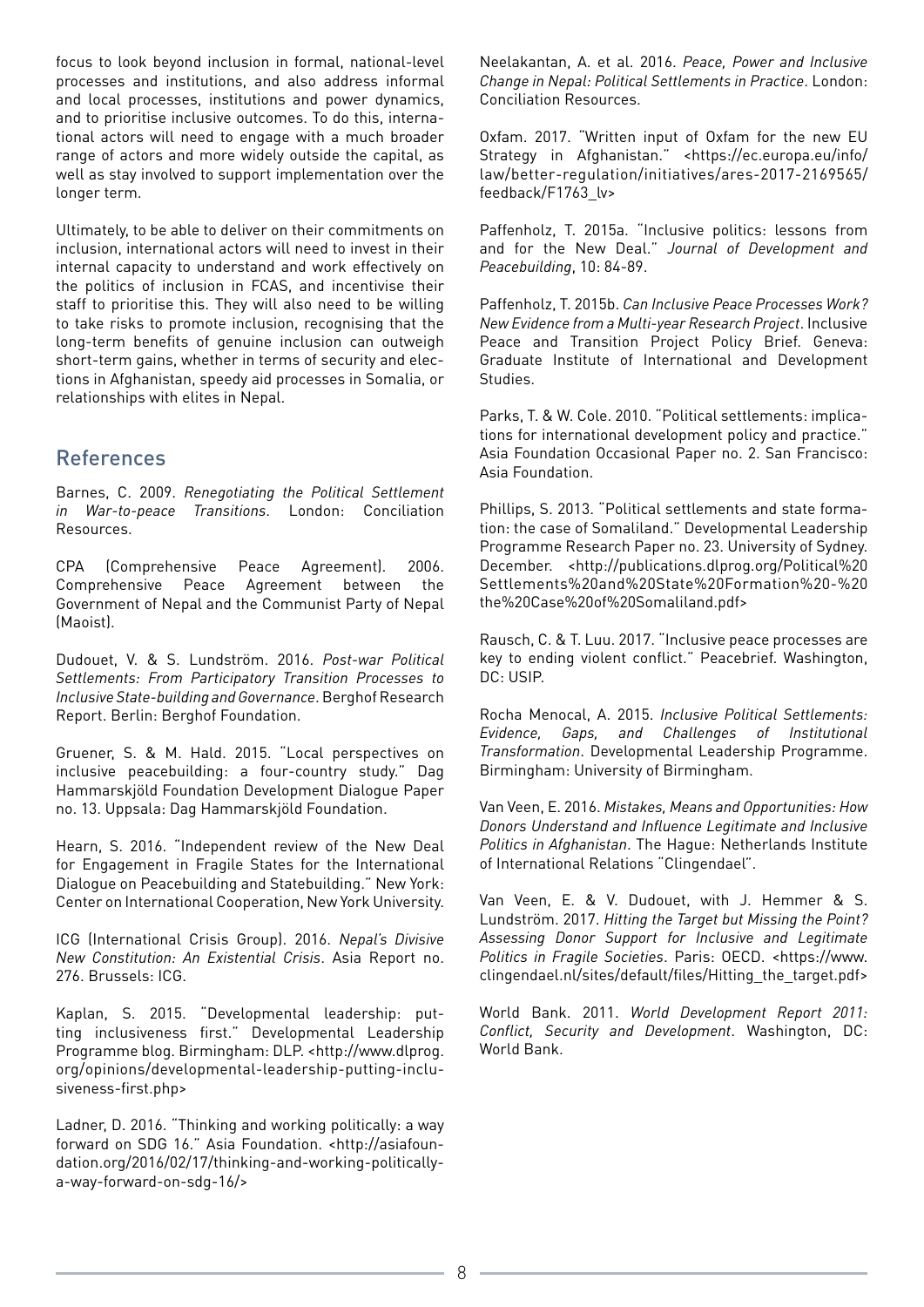focus to look beyond inclusion in formal, national-level processes and institutions, and also address informal and local processes, institutions and power dynamics, and to prioritise inclusive outcomes. To do this, international actors will need to engage with a much broader range of actors and more widely outside the capital, as well as stay involved to support implementation over the longer term.

Ultimately, to be able to deliver on their commitments on inclusion, international actors will need to invest in their internal capacity to understand and work effectively on the politics of inclusion in FCAS, and incentivise their staff to prioritise this. They will also need to be willing to take risks to promote inclusion, recognising that the long-term benefits of genuine inclusion can outweigh short-term gains, whether in terms of security and elections in Afghanistan, speedy aid processes in Somalia, or relationships with elites in Nepal.

## References

Barnes, C. 2009. *Renegotiating the Political Settlement in War-to-peace Transitions*. London: Conciliation Resources.

CPA (Comprehensive Peace Agreement). 2006. Comprehensive Peace Agreement between the Government of Nepal and the Communist Party of Nepal (Maoist).

Dudouet, V. & S. Lundström. 2016. *Post-war Political Settlements: From Participatory Transition Processes to Inclusive State-building and Governance*. Berghof Research Report. Berlin: Berghof Foundation.

Gruener, S. & M. Hald. 2015. "Local perspectives on inclusive peacebuilding: a four-country study." Dag Hammarskjöld Foundation Development Dialogue Paper no. 13. Uppsala: Dag Hammarskjöld Foundation.

Hearn, S. 2016. "Independent review of the New Deal for Engagement in Fragile States for the International Dialogue on Peacebuilding and Statebuilding." New York: Center on International Cooperation, New York University.

ICG (International Crisis Group). 2016. *Nepal's Divisive New Constitution: An Existential Crisis*. Asia Report no. 276. Brussels: ICG.

Kaplan, S. 2015. "Developmental leadership: putting inclusiveness first." Developmental Leadership Programme blog. Birmingham: DLP. <http://www.dlprog.org/opinions/developmental-leadership-putting-inclusiveness-first.php>

Ladner, D. 2016. "Thinking and working politically: a way forward on SDG 16." Asia Foundation. <http://asiafoundation.org/2016/02/17/thinking-and-working-politically-a-way-forward-on-sdg-16/>

Neelakantan, A. et al. 2016. *Peace, Power and Inclusive Change in Nepal: Political Settlements in Practice*. London: Conciliation Resources.

Oxfam. 2017. "Written input of Oxfam for the new EU Strategy in Afghanistan." <https://ec.europa.eu/info/law/better-regulation/initiatives/ares-2017-2169565/feedback/F1763_lv>

Paffenholz, T. 2015a. "Inclusive politics: lessons from and for the New Deal." *Journal of Development and Peacebuilding*, 10: 84-89.

Paffenholz, T. 2015b. *Can Inclusive Peace Processes Work? New Evidence from a Multi-year Research Project*. Inclusive Peace and Transition Project Policy Brief. Geneva: Graduate Institute of International and Development Studies.

Parks, T. & W. Cole. 2010. "Political settlements: implications for international development policy and practice." Asia Foundation Occasional Paper no. 2. San Francisco: Asia Foundation.

Phillips, S. 2013. "Political settlements and state formation: the case of Somaliland." Developmental Leadership Programme Research Paper no. 23. University of Sydney. December. <http://publications.dlprog.org/Political%20Settlements%20and%20State%20Formation%20-%20the%20Case%20of%20Somaliland.pdf>

Rausch, C. & T. Luu. 2017. "Inclusive peace processes are key to ending violent conflict." Peacebrief. Washington, DC: USIP.

Rocha Menocal, A. 2015. *Inclusive Political Settlements: Evidence, Gaps, and Challenges of Institutional Transformation*. Developmental Leadership Programme. Birmingham: University of Birmingham.

Van Veen, E. 2016. *Mistakes, Means and Opportunities: How Donors Understand and Influence Legitimate and Inclusive Politics in Afghanistan*. The Hague: Netherlands Institute of International Relations "Clingendael".

Van Veen, E. & V. Dudouet, with J. Hemmer & S. Lundström. 2017. *Hitting the Target but Missing the Point? Assessing Donor Support for Inclusive and Legitimate Politics in Fragile Societies*. Paris: OECD. <https://www.clingendael.nl/sites/default/files/Hitting_the_target.pdf>

World Bank. 2011. *World Development Report 2011: Conflict, Security and Development*. Washington, DC: World Bank.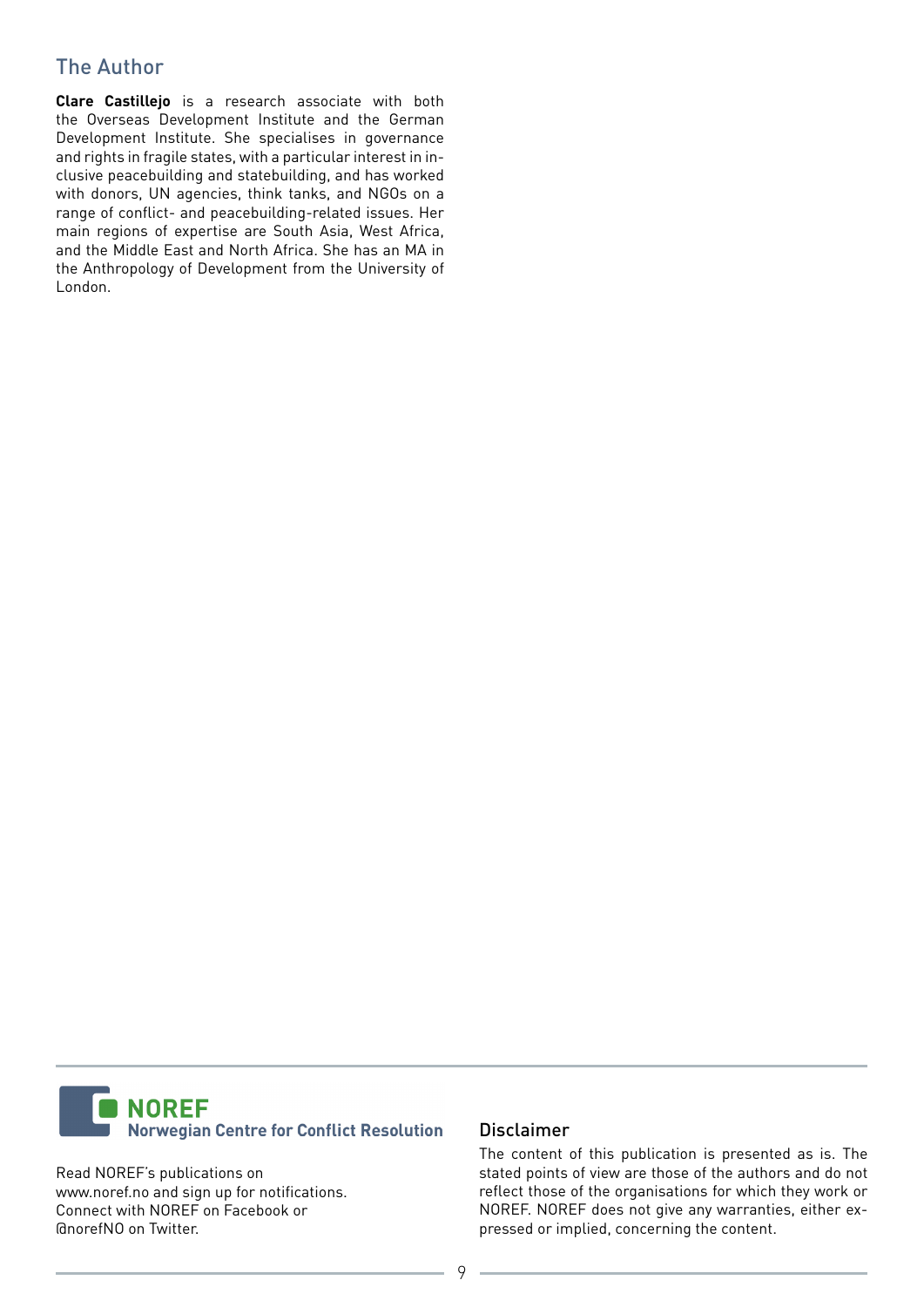## The Author

**Clare Castillejo** is a research associate with both the Overseas Development Institute and the German Development Institute. She specialises in governance and rights in fragile states, with a particular interest in inclusive peacebuilding and statebuilding, and has worked with donors, UN agencies, think tanks, and NGOs on a range of conflict- and peacebuilding-related issues. Her main regions of expertise are South Asia, West Africa, and the Middle East and North Africa. She has an MA in the Anthropology of Development from the University of London.

**NOREF**
**Norwegian Centre for Conflict Resolution**

Read NOREF's publications on www.noref.no and sign up for notifications. Connect with NOREF on Facebook or @norefNO on Twitter.

### Disclaimer

The content of this publication is presented as is. The stated points of view are those of the authors and do not reflect those of the organisations for which they work or NOREF. NOREF does not give any warranties, either expressed or implied, concerning the content.